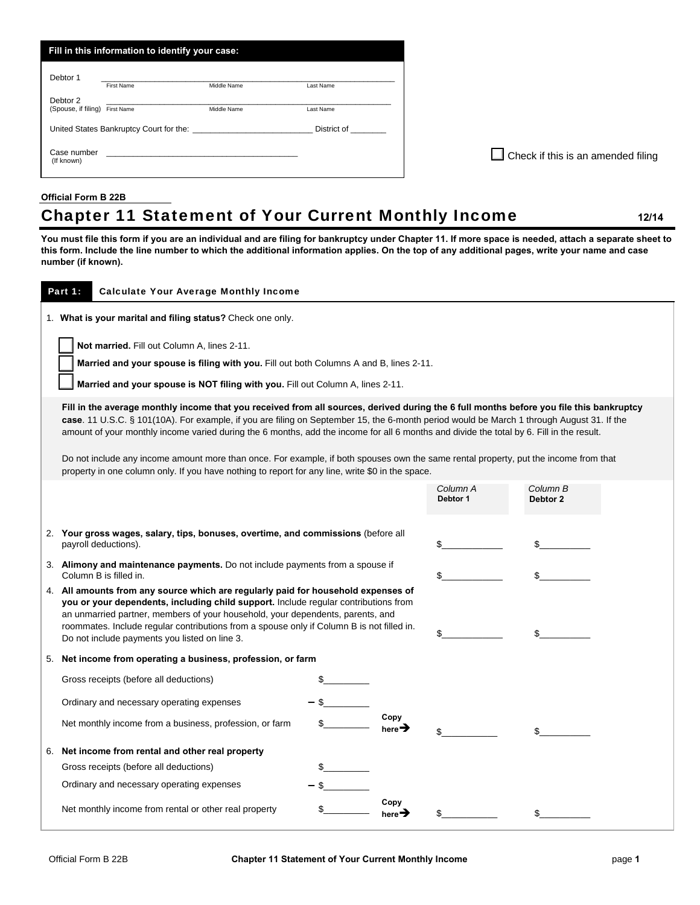**Fill in this information to identify your case:**

Debtor 1 ______________________________________________
First Name Middle Name Last Name

Debtor 2 ______________________________________________
(Spouse, if filing) First Name Middle Name Last Name

United States Bankruptcy Court for the: __________________________ District of ________

Case number ______________________________________
(If known)

☐ Check if this is an amended filing

Official Form B 22B

# Chapter 11 Statement of Your Current Monthly Income

12/14

**You must file this form if you are an individual and are filing for bankruptcy under Chapter 11. If more space is needed, attach a separate sheet to this form. Include the line number to which the additional information applies. On the top of any additional pages, write your name and case number (if known).**

## Part 1: Calculate Your Average Monthly Income

1. **What is your marital and filing status?** Check one only.

☐ **Not married.** Fill out Column A, lines 2-11.

☐ **Married and your spouse is filing with you.** Fill out both Columns A and B, lines 2-11.

☐ **Married and your spouse is NOT filing with you.** Fill out Column A, lines 2-11.

**Fill in the average monthly income that you received from all sources, derived during the 6 full months before you file this bankruptcy case**. 11 U.S.C. § 101(10A). For example, if you are filing on September 15, the 6-month period would be March 1 through August 31. If the amount of your monthly income varied during the 6 months, add the income for all 6 months and divide the total by 6. Fill in the result.

Do not include any income amount more than once. For example, if both spouses own the same rental property, put the income from that property in one column only. If you have nothing to report for any line, write $0 in the space.

| | | | *Column A* **Debtor 1** | *Column B* **Debtor 2** |
|---|---|---|---|---|
| 2. **Your gross wages, salary, tips, bonuses, overtime, and commissions** (before all payroll deductions). | | | $__________ | $__________ |
| 3. **Alimony and maintenance payments.** Do not include payments from a spouse if Column B is filled in. | | | $__________ | $__________ |
| 4. **All amounts from any source which are regularly paid for household expenses of you or your dependents, including child support.** Include regular contributions from an unmarried partner, members of your household, your dependents, parents, and roommates. Include regular contributions from a spouse only if Column B is not filled in. Do not include payments you listed on line 3. | | | $__________ | $__________ |
| 5. **Net income from operating a business, profession, or farm** | | | | |
| Gross receipts (before all deductions) | $__________ | | | |
| Ordinary and necessary operating expenses | − $__________ | | | |
| Net monthly income from a business, profession, or farm | $__________ | **Copy here➔** | $__________ | $__________ |
| 6. **Net income from rental and other real property** | | | | |
| Gross receipts (before all deductions) | $__________ | | | |
| Ordinary and necessary operating expenses | − $__________ | | | |
| Net monthly income from rental or other real property | $__________ | **Copy here➔** | $__________ | $__________ |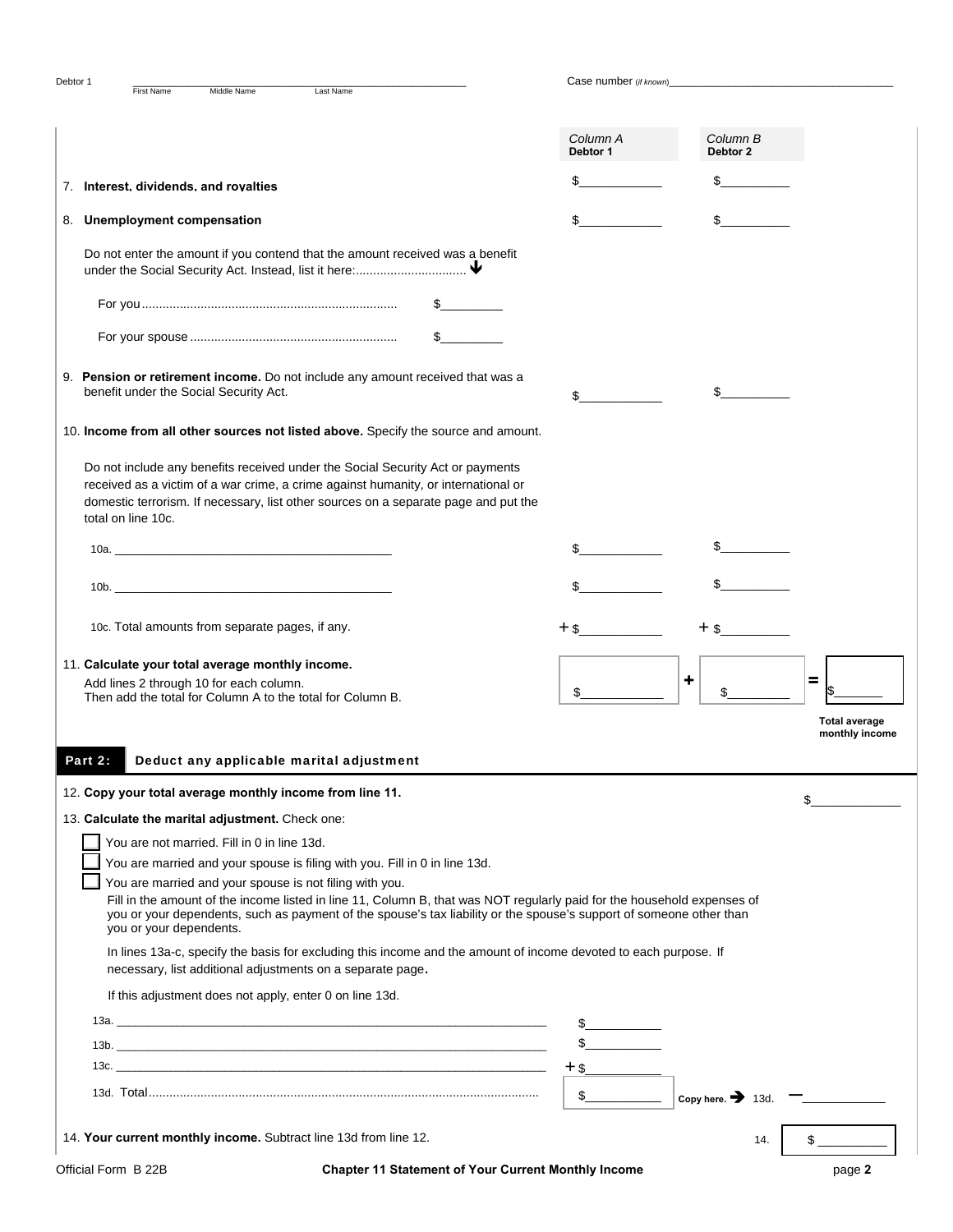Debtor 1 \_\_\_\_\_\_\_\_\_\_\_\_\_\_\_\_\_\_\_\_\_\_\_\_\_\_\_\_\_\_ Case number (*if known*)\_\_\_\_\_\_\_\_\_\_\_\_\_\_\_\_\_\_\_\_
First Name Middle Name Last Name

| | Column A Debtor 1 | Column B Debtor 2 |
|---|---|---|
| 7. **Interest, dividends, and royalties** | $\_\_\_\_\_\_\_\_ | $\_\_\_\_\_\_\_\_ |
| 8. **Unemployment compensation** | $\_\_\_\_\_\_\_\_ | $\_\_\_\_\_\_\_\_ |
| Do not enter the amount if you contend that the amount received was a benefit under the Social Security Act. Instead, list it here:................................ ↓ | | |
| For you........................................................................ $\_\_\_\_\_\_\_\_ | | |
| For your spouse........................................................... $\_\_\_\_\_\_\_\_ | | |
| 9. **Pension or retirement income.** Do not include any amount received that was a benefit under the Social Security Act. | $\_\_\_\_\_\_\_\_ | $\_\_\_\_\_\_\_\_ |
| 10. **Income from all other sources not listed above.** Specify the source and amount. | | |
| Do not include any benefits received under the Social Security Act or payments received as a victim of a war crime, a crime against humanity, or international or domestic terrorism. If necessary, list other sources on a separate page and put the total on line 10c. | | |
| 10a. \_\_\_\_\_\_\_\_\_\_\_\_\_\_\_\_\_\_\_\_ | $\_\_\_\_\_\_\_\_ | $\_\_\_\_\_\_\_\_ |
| 10b. \_\_\_\_\_\_\_\_\_\_\_\_\_\_\_\_\_\_\_\_ | $\_\_\_\_\_\_\_\_ | $\_\_\_\_\_\_\_\_ |
| 10c. Total amounts from separate pages, if any. | + $\_\_\_\_\_\_\_\_ | + $\_\_\_\_\_\_\_\_ |

11. **Calculate your total average monthly income.**
Add lines 2 through 10 for each column.
Then add the total for Column A to the total for Column B.

$\_\_\_\_\_\_\_\_ + $\_\_\_\_\_\_\_\_ = $\_\_\_\_\_\_\_\_ **Total average monthly income**

## Part 2: Deduct any applicable marital adjustment

12. **Copy your total average monthly income from line 11.** $\_\_\_\_\_\_\_\_

13. **Calculate the marital adjustment.** Check one:

- ☐ You are not married. Fill in 0 in line 13d.
- ☐ You are married and your spouse is filing with you. Fill in 0 in line 13d.
- ☐ You are married and your spouse is not filing with you.

Fill in the amount of the income listed in line 11, Column B, that was NOT regularly paid for the household expenses of you or your dependents, such as payment of the spouse's tax liability or the spouse's support of someone other than you or your dependents.

In lines 13a-c, specify the basis for excluding this income and the amount of income devoted to each purpose. If necessary, list additional adjustments on a separate page.

If this adjustment does not apply, enter 0 on line 13d.

13a. \_\_\_\_\_\_\_\_\_\_\_\_\_\_\_\_\_\_\_\_ $\_\_\_\_\_\_\_\_

13b. \_\_\_\_\_\_\_\_\_\_\_\_\_\_\_\_\_\_\_\_ $\_\_\_\_\_\_\_\_

13c. \_\_\_\_\_\_\_\_\_\_\_\_\_\_\_\_\_\_\_\_ + $\_\_\_\_\_\_\_\_

13d. Total........................................................................ $\_\_\_\_\_\_\_\_ Copy here. → 13d. − \_\_\_\_\_\_\_\_

14. **Your current monthly income.** Subtract line 13d from line 12. 14. $\_\_\_\_\_\_\_\_

Official Form B 22B **Chapter 11 Statement of Your Current Monthly Income**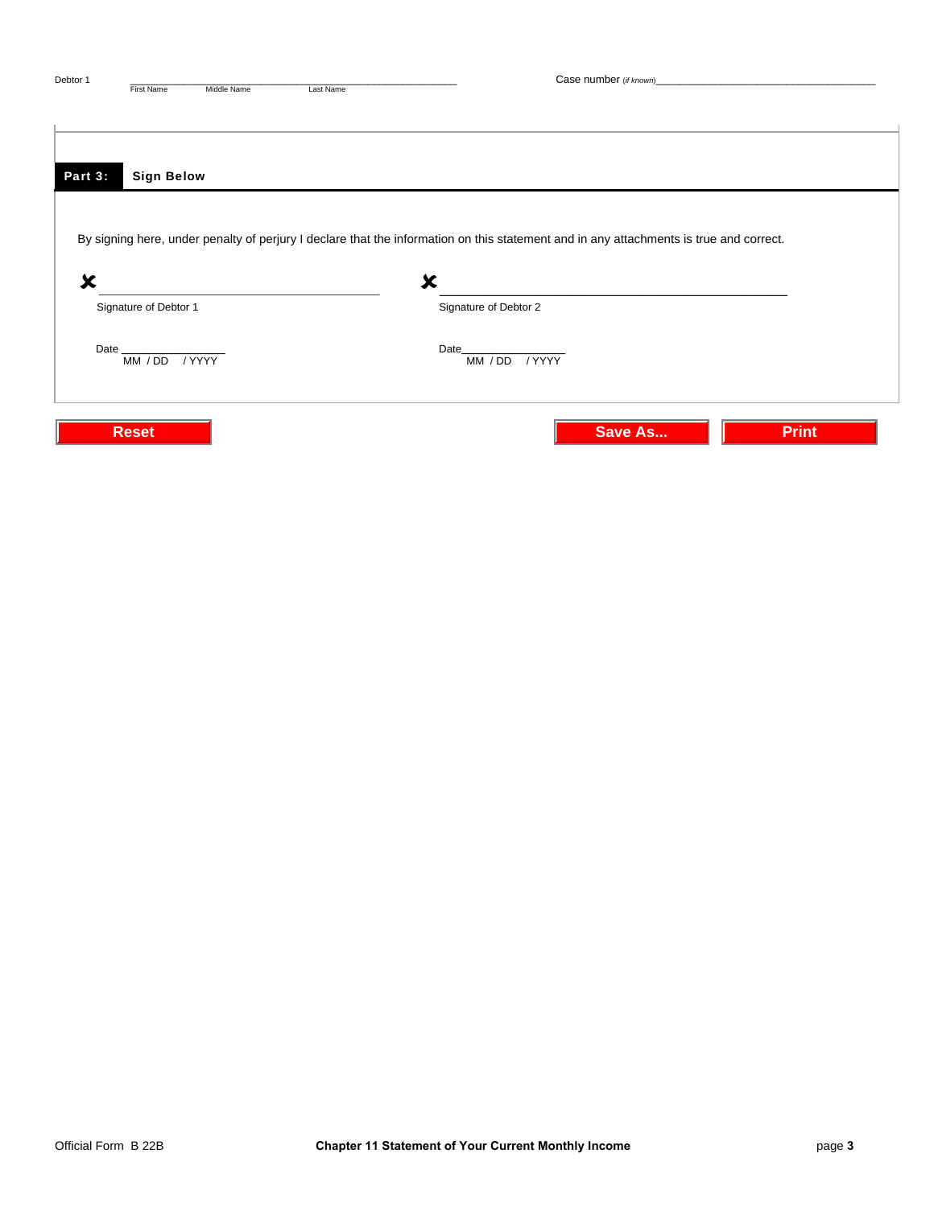Debtor 1 _______________________________________________
First Name Middle Name Last Name

Case number (*if known*)_______________________________________

## Part 3: Sign Below

By signing here, under penalty of perjury I declare that the information on this statement and in any attachments is true and correct.

✘ _______________________________________
Signature of Debtor 1

Date _________________
MM / DD / YYYY

✘ _______________________________________
Signature of Debtor 2

Date _________________
MM / DD / YYYY

Reset

Save As...

Print

Official Form B 22B **Chapter 11 Statement of Your Current Monthly Income**